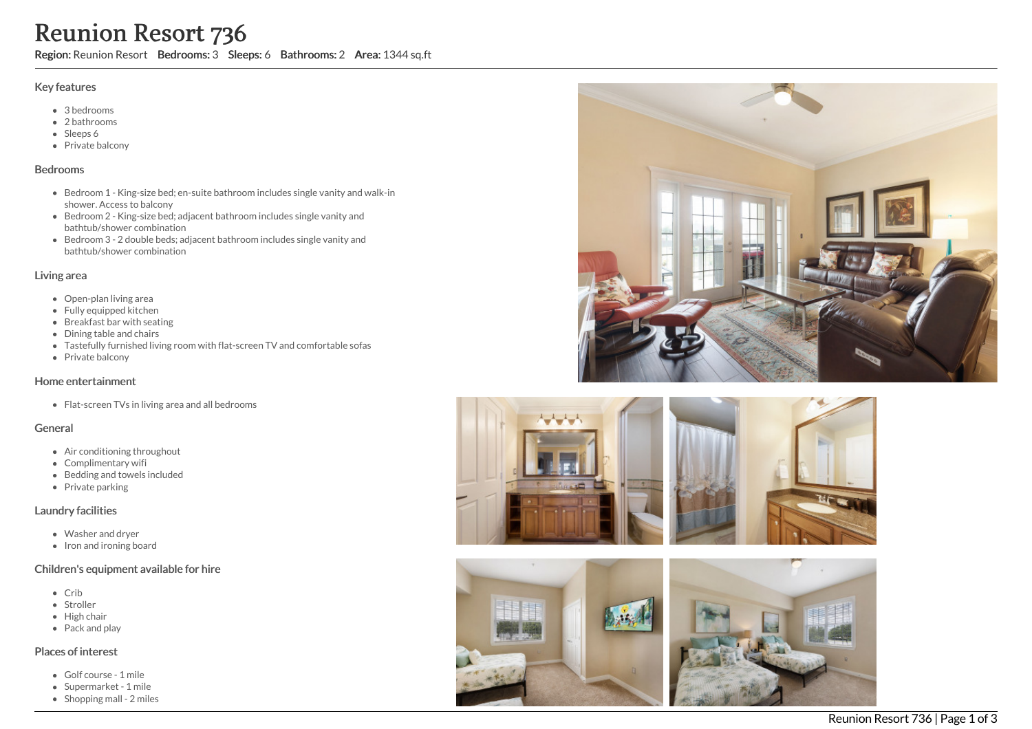# Reunion Resort 736

**Region:** Reunion Resort **Bedrooms:** 3 **Sleeps:** 6 **Bathrooms:** 2 **Area:** 1344 sq.ft

## Key features

- 3 bedrooms
- 2 bathrooms
- Sleeps 6
- Private balcony

## Bedrooms

- Bedroom 1 - King-size bed; en-suite bathroom includes single vanity and walk-in shower. Access to balcony
- Bedroom 2 - King-size bed; adjacent bathroom includes single vanity and bathtub/shower combination
- Bedroom 3 - 2 double beds; adjacent bathroom includes single vanity and bathtub/shower combination

## Living area

- Open-plan living area
- Fully equipped kitchen
- Breakfast bar with seating
- Dining table and chairs
- Tastefully furnished living room with flat-screen TV and comfortable sofas
- Private balcony

## Home entertainment

- Flat-screen TVs in living area and all bedrooms

## General

- Air conditioning throughout
- Complimentary wifi
- Bedding and towels included
- Private parking

## Laundry facilities

- Washer and dryer
- Iron and ironing board

## Children's equipment available for hire

- Crib
- Stroller
- High chair
- Pack and play

## Places of interest

- Golf course - 1 mile
- Supermarket - 1 mile
- Shopping mall - 2 miles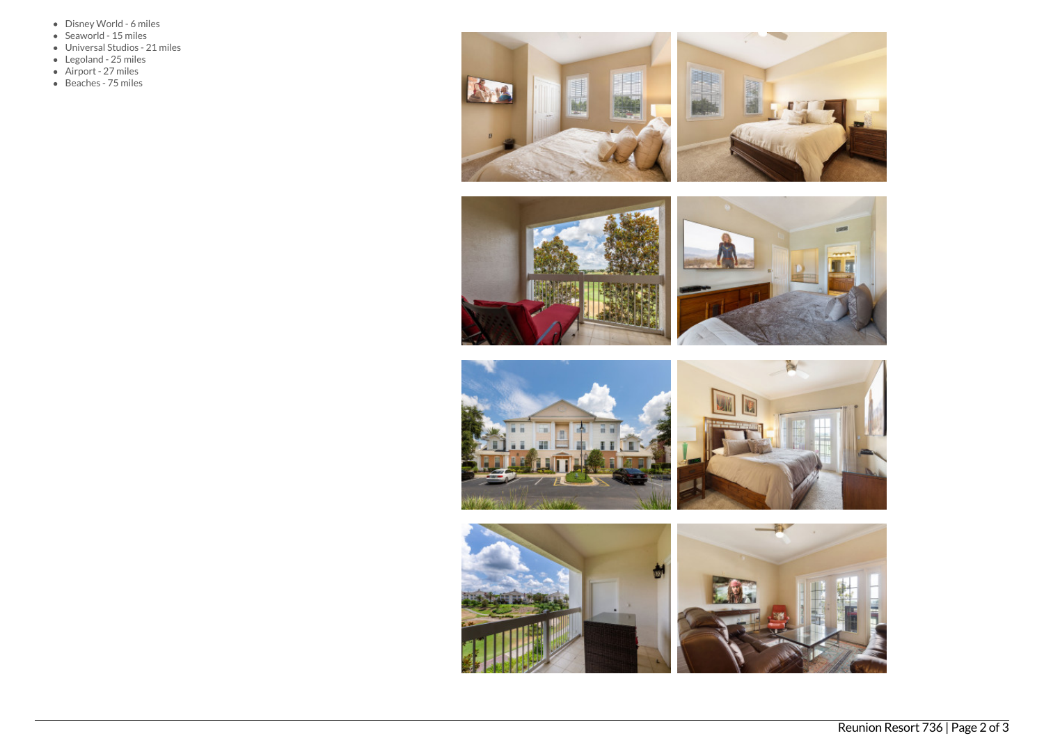- Disney World - 6 miles
- Seaworld - 15 miles
- Universal Studios - 21 miles
- Legoland - 25 miles
- Airport - 27 miles
- Beaches - 75 miles